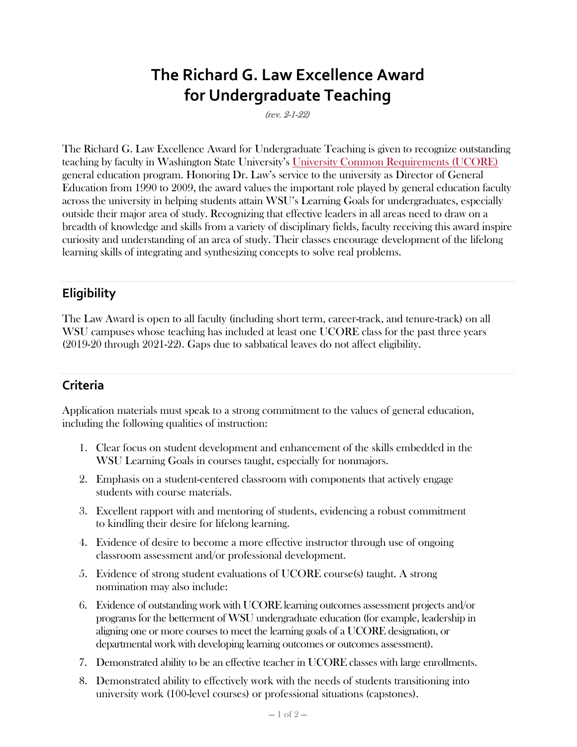# The Richard G. Law Excellence Award for Undergraduate Teaching

*(rev. 2-1-22)*

The Richard G. Law Excellence Award for Undergraduate Teaching is given to recognize outstanding teaching by faculty in Washington State University's University Common Requirements (UCORE) general education program. Honoring Dr. Law's service to the university as Director of General Education from 1990 to 2009, the award values the important role played by general education faculty across the university in helping students attain WSU's Learning Goals for undergraduates, especially outside their major area of study. Recognizing that effective leaders in all areas need to draw on a breadth of knowledge and skills from a variety of disciplinary fields, faculty receiving this award inspire curiosity and understanding of an area of study. Their classes encourage development of the lifelong learning skills of integrating and synthesizing concepts to solve real problems.

## Eligibility

The Law Award is open to all faculty (including short term, career-track, and tenure-track) on all WSU campuses whose teaching has included at least one UCORE class for the past three years (2019-20 through 2021-22). Gaps due to sabbatical leaves do not affect eligibility.

## Criteria

Application materials must speak to a strong commitment to the values of general education, including the following qualities of instruction:

1. Clear focus on student development and enhancement of the skills embedded in the WSU Learning Goals in courses taught, especially for nonmajors.
2. Emphasis on a student-centered classroom with components that actively engage students with course materials.
3. Excellent rapport with and mentoring of students, evidencing a robust commitment to kindling their desire for lifelong learning.
4. Evidence of desire to become a more effective instructor through use of ongoing classroom assessment and/or professional development.
5. Evidence of strong student evaluations of UCORE course(s) taught. A strong nomination may also include:
6. Evidence of outstanding work with UCORE learning outcomes assessment projects and/or programs for the betterment of WSU undergraduate education (for example, leadership in aligning one or more courses to meet the learning goals of a UCORE designation, or departmental work with developing learning outcomes or outcomes assessment).
7. Demonstrated ability to be an effective teacher in UCORE classes with large enrollments.
8. Demonstrated ability to effectively work with the needs of students transitioning into university work (100-level courses) or professional situations (capstones).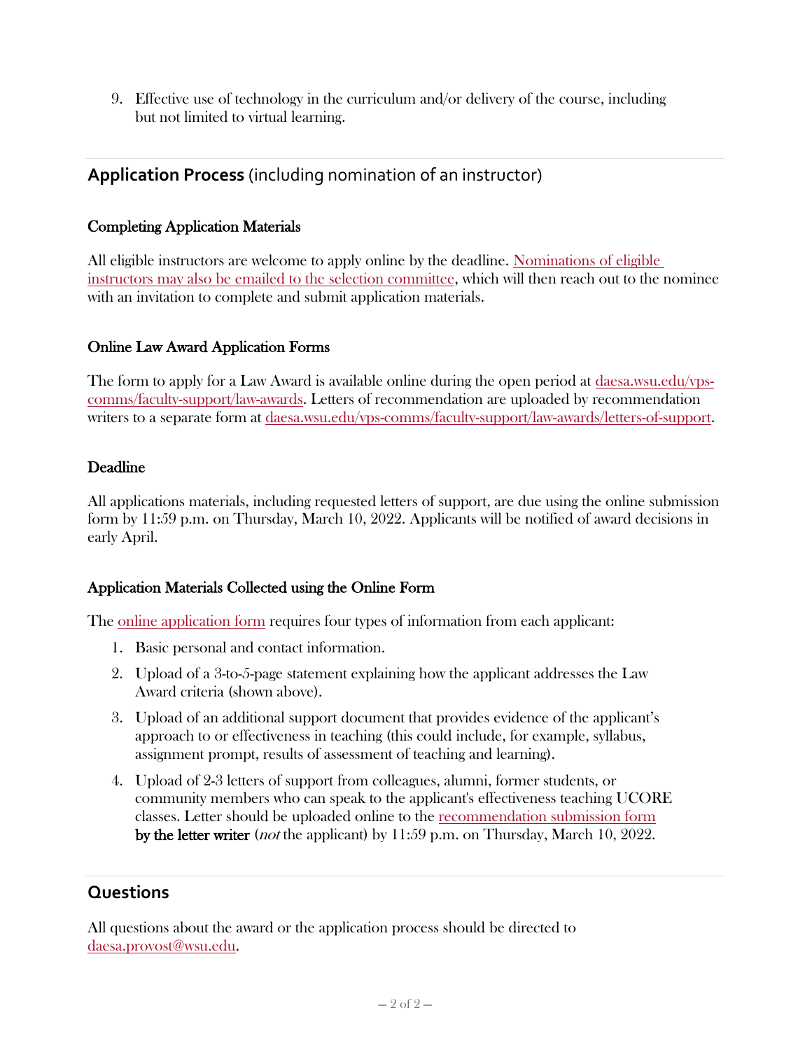9. Effective use of technology in the curriculum and/or delivery of the course, including but not limited to virtual learning.

## **Application Process** (including nomination of an instructor)

### Completing Application Materials

All eligible instructors are welcome to apply online by the deadline. Nominations of eligible instructors may also be emailed to the selection committee, which will then reach out to the nominee with an invitation to complete and submit application materials.

### Online Law Award Application Forms

The form to apply for a Law Award is available online during the open period at daesa.wsu.edu/vps-comms/faculty-support/law-awards. Letters of recommendation are uploaded by recommendation writers to a separate form at daesa.wsu.edu/vps-comms/faculty-support/law-awards/letters-of-support.

### Deadline

All applications materials, including requested letters of support, are due using the online submission form by 11:59 p.m. on Thursday, March 10, 2022. Applicants will be notified of award decisions in early April.

### Application Materials Collected using the Online Form

The online application form requires four types of information from each applicant:

1. Basic personal and contact information.
2. Upload of a 3-to-5-page statement explaining how the applicant addresses the Law Award criteria (shown above).
3. Upload of an additional support document that provides evidence of the applicant's approach to or effectiveness in teaching (this could include, for example, syllabus, assignment prompt, results of assessment of teaching and learning).
4. Upload of 2-3 letters of support from colleagues, alumni, former students, or community members who can speak to the applicant's effectiveness teaching UCORE classes. Letter should be uploaded online to the recommendation submission form **by the letter writer** (*not* the applicant) by 11:59 p.m. on Thursday, March 10, 2022.

## Questions

All questions about the award or the application process should be directed to daesa.provost@wsu.edu.